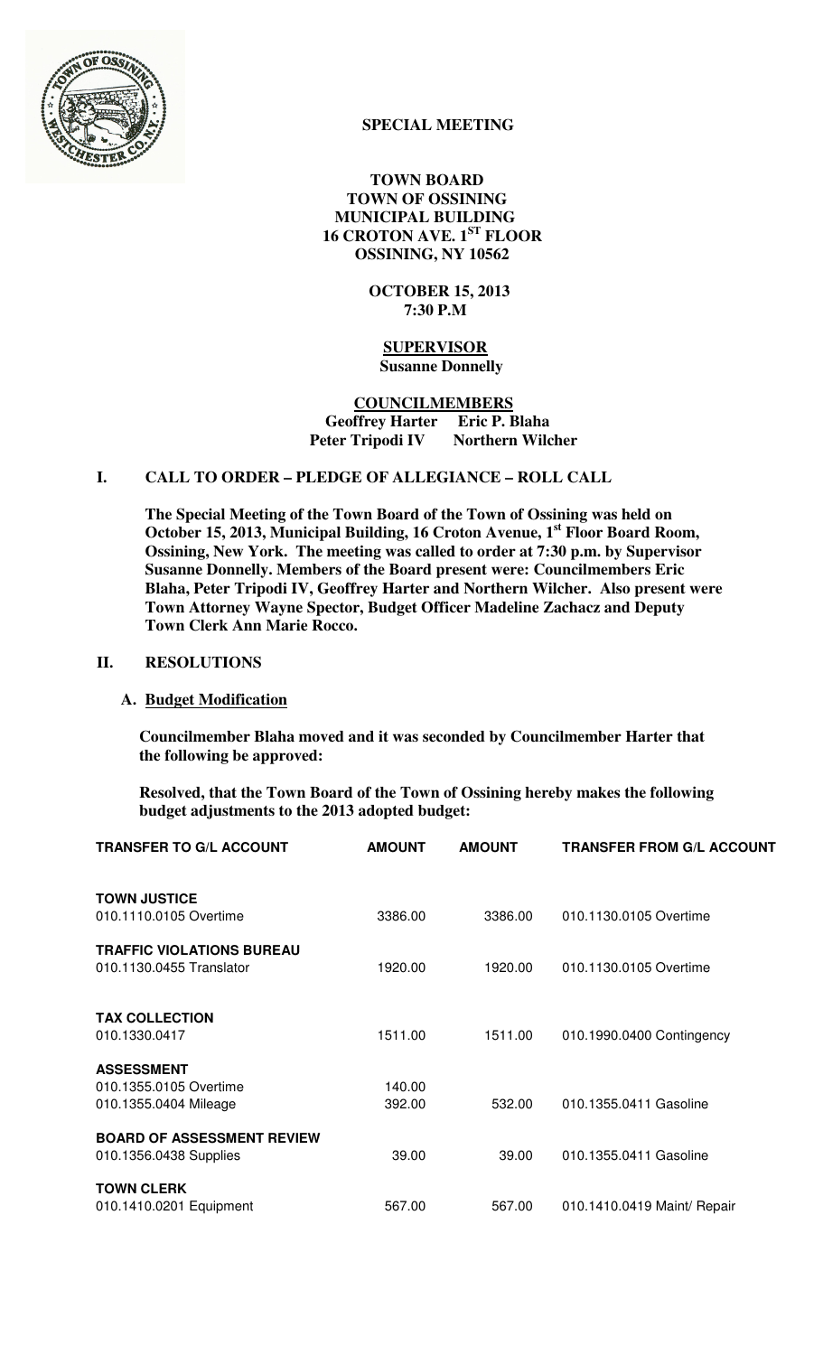**SPECIAL MEETING**

**TOWN BOARD**
**TOWN OF OSSINING**
**MUNICIPAL BUILDING**
**16 CROTON AVE. 1ST FLOOR**
**OSSINING, NY 10562**

**OCTOBER 15, 2013**
**7:30 P.M**

**SUPERVISOR**
**Susanne Donnelly**

**COUNCILMEMBERS**
**Geoffrey Harter Eric P. Blaha**
**Peter Tripodi IV Northern Wilcher**

## I. CALL TO ORDER – PLEDGE OF ALLEGIANCE – ROLL CALL

**The Special Meeting of the Town Board of the Town of Ossining was held on October 15, 2013, Municipal Building, 16 Croton Avenue, 1st Floor Board Room, Ossining, New York. The meeting was called to order at 7:30 p.m. by Supervisor Susanne Donnelly. Members of the Board present were: Councilmembers Eric Blaha, Peter Tripodi IV, Geoffrey Harter and Northern Wilcher. Also present were Town Attorney Wayne Spector, Budget Officer Madeline Zachacz and Deputy Town Clerk Ann Marie Rocco.**

## II. RESOLUTIONS

### A. Budget Modification

**Councilmember Blaha moved and it was seconded by Councilmember Harter that the following be approved:**

**Resolved, that the Town Board of the Town of Ossining hereby makes the following budget adjustments to the 2013 adopted budget:**

| TRANSFER TO G/L ACCOUNT | AMOUNT | AMOUNT | TRANSFER FROM G/L ACCOUNT |
|---|---|---|---|
| **TOWN JUSTICE** | | | |
| 010.1110.0105 Overtime | 3386.00 | 3386.00 | 010.1130.0105 Overtime |
| **TRAFFIC VIOLATIONS BUREAU** | | | |
| 010.1130.0455 Translator | 1920.00 | 1920.00 | 010.1130.0105 Overtime |
| **TAX COLLECTION** | | | |
| 010.1330.0417 | 1511.00 | 1511.00 | 010.1990.0400 Contingency |
| **ASSESSMENT** | | | |
| 010.1355.0105 Overtime | 140.00 | | |
| 010.1355.0404 Mileage | 392.00 | 532.00 | 010.1355.0411 Gasoline |
| **BOARD OF ASSESSMENT REVIEW** | | | |
| 010.1356.0438 Supplies | 39.00 | 39.00 | 010.1355.0411 Gasoline |
| **TOWN CLERK** | | | |
| 010.1410.0201 Equipment | 567.00 | 567.00 | 010.1410.0419 Maint/ Repair |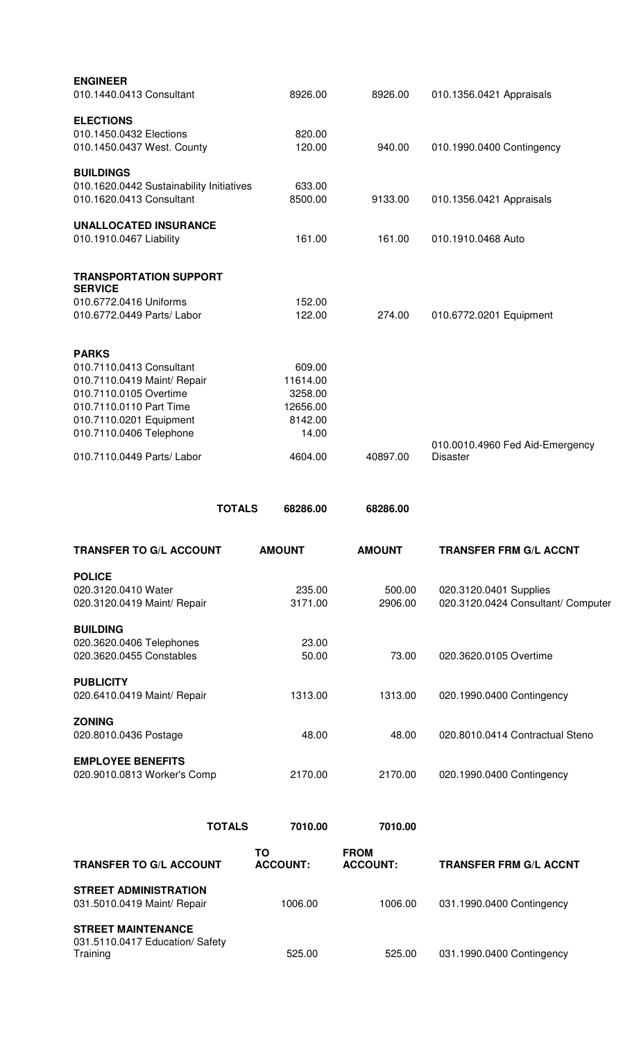| | | | |
|---|---|---|---|
| **ENGINEER** | | | |
| 010.1440.0413 Consultant | 8926.00 | 8926.00 | 010.1356.0421 Appraisals |
| **ELECTIONS** | | | |
| 010.1450.0432 Elections | 820.00 | | |
| 010.1450.0437 West. County | 120.00 | 940.00 | 010.1990.0400 Contingency |
| **BUILDINGS** | | | |
| 010.1620.0442 Sustainability Initiatives | 633.00 | | |
| 010.1620.0413 Consultant | 8500.00 | 9133.00 | 010.1356.0421 Appraisals |
| **UNALLOCATED INSURANCE** | | | |
| 010.1910.0467 Liability | 161.00 | 161.00 | 010.1910.0468 Auto |
| **TRANSPORTATION SUPPORT SERVICE** | | | |
| 010.6772.0416 Uniforms | 152.00 | | |
| 010.6772.0449 Parts/ Labor | 122.00 | 274.00 | 010.6772.0201 Equipment |
| **PARKS** | | | |
| 010.7110.0413 Consultant | 609.00 | | |
| 010.7110.0419 Maint/ Repair | 11614.00 | | |
| 010.7110.0105 Overtime | 3258.00 | | |
| 010.7110.0110 Part Time | 12656.00 | | |
| 010.7110.0201 Equipment | 8142.00 | | |
| 010.7110.0406 Telephone | 14.00 | | |
| 010.7110.0449 Parts/ Labor | 4604.00 | 40897.00 | 010.0010.4960 Fed Aid-Emergency Disaster |
| **TOTALS** | **68286.00** | **68286.00** | |

| TRANSFER TO G/L ACCOUNT | AMOUNT | AMOUNT | TRANSFER FRM G/L ACCNT |
|---|---|---|---|
| **POLICE** | | | |
| 020.3120.0410 Water | 235.00 | 500.00 | 020.3120.0401 Supplies |
| 020.3120.0419 Maint/ Repair | 3171.00 | 2906.00 | 020.3120.0424 Consultant/ Computer |
| **BUILDING** | | | |
| 020.3620.0406 Telephones | 23.00 | | |
| 020.3620.0455 Constables | 50.00 | 73.00 | 020.3620.0105 Overtime |
| **PUBLICITY** | | | |
| 020.6410.0419 Maint/ Repair | 1313.00 | 1313.00 | 020.1990.0400 Contingency |
| **ZONING** | | | |
| 020.8010.0436 Postage | 48.00 | 48.00 | 020.8010.0414 Contractual Steno |
| **EMPLOYEE BENEFITS** | | | |
| 020.9010.0813 Worker's Comp | 2170.00 | 2170.00 | 020.1990.0400 Contingency |
| **TOTALS** | **7010.00** | **7010.00** | |

| TRANSFER TO G/L ACCOUNT | TO ACCOUNT: | FROM ACCOUNT: | TRANSFER FRM G/L ACCNT |
|---|---|---|---|
| **STREET ADMINISTRATION** | | | |
| 031.5010.0419 Maint/ Repair | 1006.00 | 1006.00 | 031.1990.0400 Contingency |
| **STREET MAINTENANCE** | | | |
| 031.5110.0417 Education/ Safety Training | 525.00 | 525.00 | 031.1990.0400 Contingency |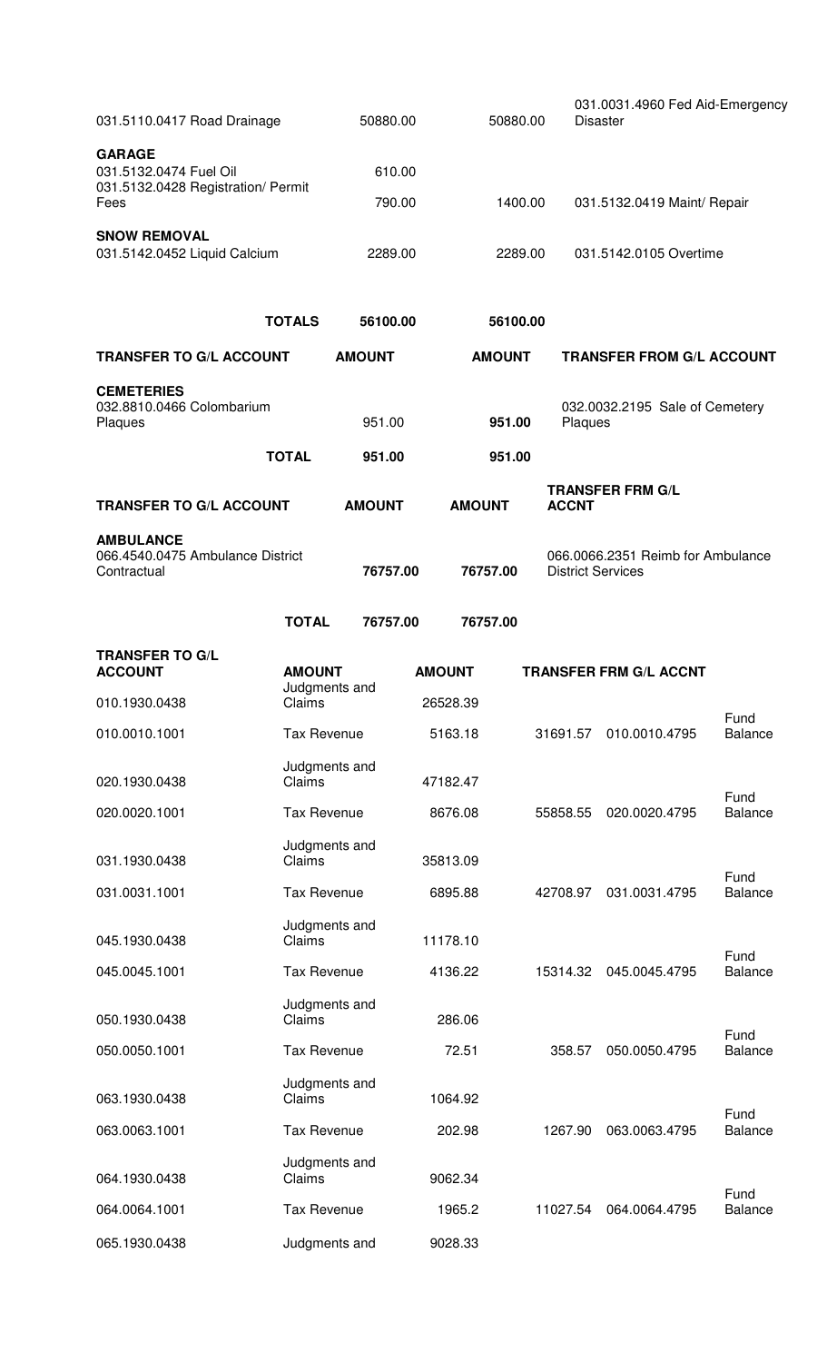| | | | |
|---|---|---|---|
| 031.5110.0417 Road Drainage | 50880.00 | 50880.00 | 031.0031.4960 Fed Aid-Emergency Disaster |
| **GARAGE** | | | |
| 031.5132.0474 Fuel Oil | 610.00 | | |
| 031.5132.0428 Registration/ Permit Fees | 790.00 | 1400.00 | 031.5132.0419 Maint/ Repair |
| **SNOW REMOVAL** | | | |
| 031.5142.0452 Liquid Calcium | 2289.00 | 2289.00 | 031.5142.0105 Overtime |
| **TOTALS** | **56100.00** | **56100.00** | |

| TRANSFER TO G/L ACCOUNT | AMOUNT | AMOUNT | TRANSFER FROM G/L ACCOUNT |
|---|---|---|---|
| **CEMETERIES** | | | |
| 032.8810.0466 Colombarium Plaques | 951.00 | **951.00** | 032.0032.2195 Sale of Cemetery Plaques |
| **TOTAL** | **951.00** | **951.00** | |

| TRANSFER TO G/L ACCOUNT | AMOUNT | AMOUNT | TRANSFER FRM G/L ACCNT |
|---|---|---|---|
| **AMBULANCE** | | | |
| 066.4540.0475 Ambulance District Contractual | **76757.00** | **76757.00** | 066.0066.2351 Reimb for Ambulance District Services |
| **TOTAL** | **76757.00** | **76757.00** | |

| TRANSFER TO G/L ACCOUNT | AMOUNT | AMOUNT | TRANSFER FRM G/L ACCNT | | |
|---|---|---|---|---|---|
| 010.1930.0438 | Judgments and Claims | 26528.39 | | | |
| 010.0010.1001 | Tax Revenue | 5163.18 | 31691.57 | 010.0010.4795 | Fund Balance |
| 020.1930.0438 | Judgments and Claims | 47182.47 | | | |
| 020.0020.1001 | Tax Revenue | 8676.08 | 55858.55 | 020.0020.4795 | Fund Balance |
| 031.1930.0438 | Judgments and Claims | 35813.09 | | | |
| 031.0031.1001 | Tax Revenue | 6895.88 | 42708.97 | 031.0031.4795 | Fund Balance |
| 045.1930.0438 | Judgments and Claims | 11178.10 | | | |
| 045.0045.1001 | Tax Revenue | 4136.22 | 15314.32 | 045.0045.4795 | Fund Balance |
| 050.1930.0438 | Judgments and Claims | 286.06 | | | |
| 050.0050.1001 | Tax Revenue | 72.51 | 358.57 | 050.0050.4795 | Fund Balance |
| 063.1930.0438 | Judgments and Claims | 1064.92 | | | |
| 063.0063.1001 | Tax Revenue | 202.98 | 1267.90 | 063.0063.4795 | Fund Balance |
| 064.1930.0438 | Judgments and Claims | 9062.34 | | | |
| 064.0064.1001 | Tax Revenue | 1965.2 | 11027.54 | 064.0064.4795 | Fund Balance |
| 065.1930.0438 | Judgments and | 9028.33 | | | |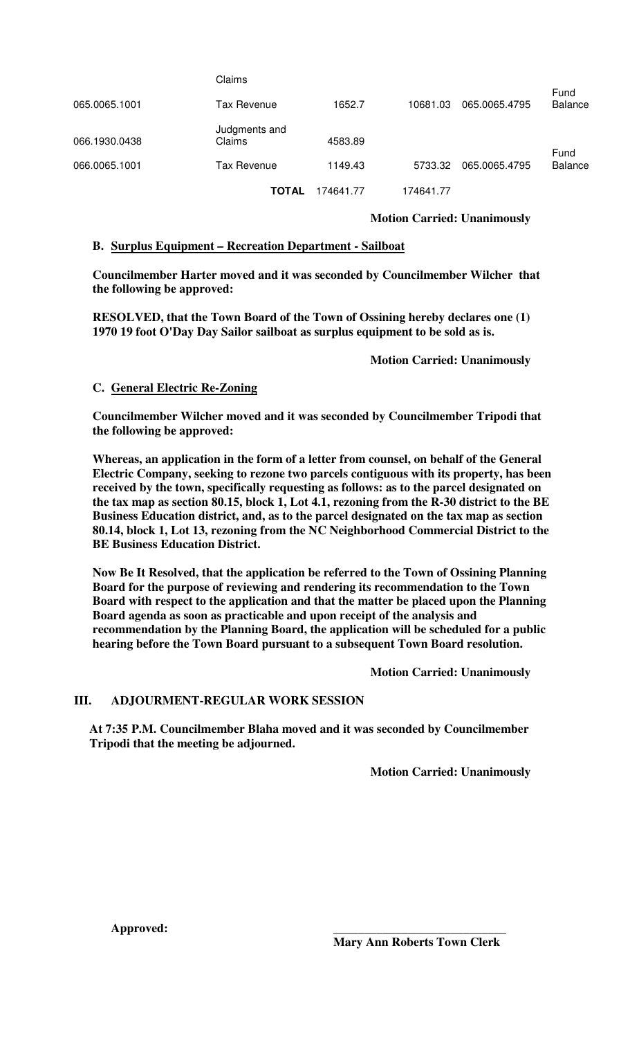| | | | | | |
|---|---|---|---|---|---|
| | Claims | | | | |
| 065.0065.1001 | Tax Revenue | 1652.7 | 10681.03 | 065.0065.4795 | Fund Balance |
| 066.1930.0438 | Judgments and Claims | 4583.89 | | | |
| 066.0065.1001 | Tax Revenue | 1149.43 | 5733.32 | 065.0065.4795 | Fund Balance |
| | **TOTAL** | 174641.77 | 174641.77 | | |

**Motion Carried: Unanimously**

**B. Surplus Equipment – Recreation Department - Sailboat**

**Councilmember Harter moved and it was seconded by Councilmember Wilcher that the following be approved:**

**RESOLVED, that the Town Board of the Town of Ossining hereby declares one (1) 1970 19 foot O'Day Day Sailor sailboat as surplus equipment to be sold as is.**

**Motion Carried: Unanimously**

**C. General Electric Re-Zoning**

**Councilmember Wilcher moved and it was seconded by Councilmember Tripodi that the following be approved:**

**Whereas, an application in the form of a letter from counsel, on behalf of the General Electric Company, seeking to rezone two parcels contiguous with its property, has been received by the town, specifically requesting as follows: as to the parcel designated on the tax map as section 80.15, block 1, Lot 4.1, rezoning from the R-30 district to the BE Business Education district, and, as to the parcel designated on the tax map as section 80.14, block 1, Lot 13, rezoning from the NC Neighborhood Commercial District to the BE Business Education District.**

**Now Be It Resolved, that the application be referred to the Town of Ossining Planning Board for the purpose of reviewing and rendering its recommendation to the Town Board with respect to the application and that the matter be placed upon the Planning Board agenda as soon as practicable and upon receipt of the analysis and recommendation by the Planning Board, the application will be scheduled for a public hearing before the Town Board pursuant to a subsequent Town Board resolution.**

**Motion Carried: Unanimously**

## III. ADJOURMENT-REGULAR WORK SESSION

**At 7:35 P.M. Councilmember Blaha moved and it was seconded by Councilmember Tripodi that the meeting be adjourned.**

**Motion Carried: Unanimously**

**Approved:**

\_\_\_\_\_\_\_\_\_\_\_\_\_\_\_\_\_\_\_\_\_\_\_\_\_\_\_\_\_\_

**Mary Ann Roberts Town Clerk**